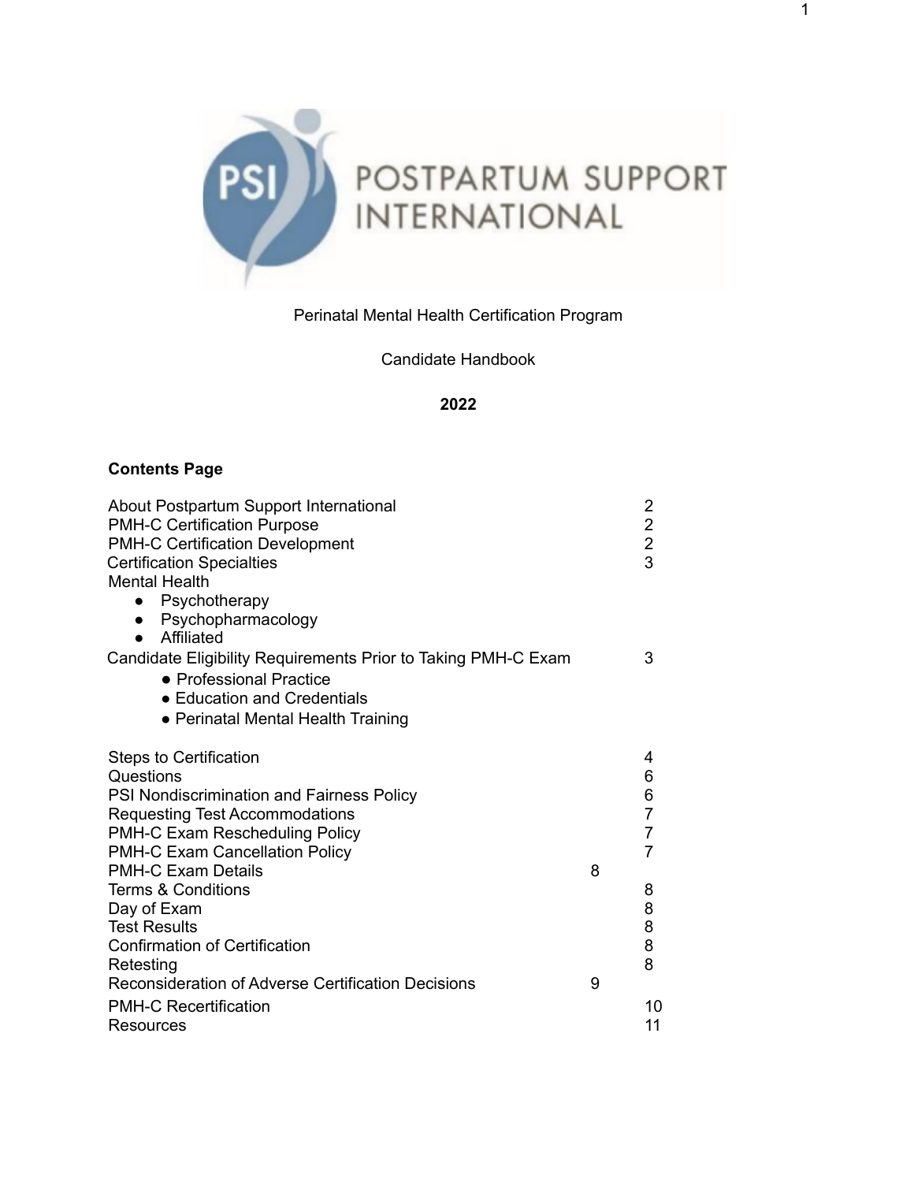POSTPARTUM SUPPORT INTERNATIONAL

Perinatal Mental Health Certification Program

Candidate Handbook

**2022**

**Contents Page**

| | |
|---|---|
| About Postpartum Support International | 2 |
| PMH-C Certification Purpose | 2 |
| PMH-C Certification Development | 2 |
| Certification Specialties | 3 |
| Mental Health | |
| ● Psychotherapy | |
| ● Psychopharmacology | |
| ● Affiliated | |
| Candidate Eligibility Requirements Prior to Taking PMH-C Exam | 3 |
| ● Professional Practice | |
| ● Education and Credentials | |
| ● Perinatal Mental Health Training | |
| Steps to Certification | 4 |
| Questions | 6 |
| PSI Nondiscrimination and Fairness Policy | 6 |
| Requesting Test Accommodations | 7 |
| PMH-C Exam Rescheduling Policy | 7 |
| PMH-C Exam Cancellation Policy | 7 |
| PMH-C Exam Details | 8 |
| Terms & Conditions | 8 |
| Day of Exam | 8 |
| Test Results | 8 |
| Confirmation of Certification | 8 |
| Retesting | 8 |
| Reconsideration of Adverse Certification Decisions | 9 |
| PMH-C Recertification | 10 |
| Resources | 11 |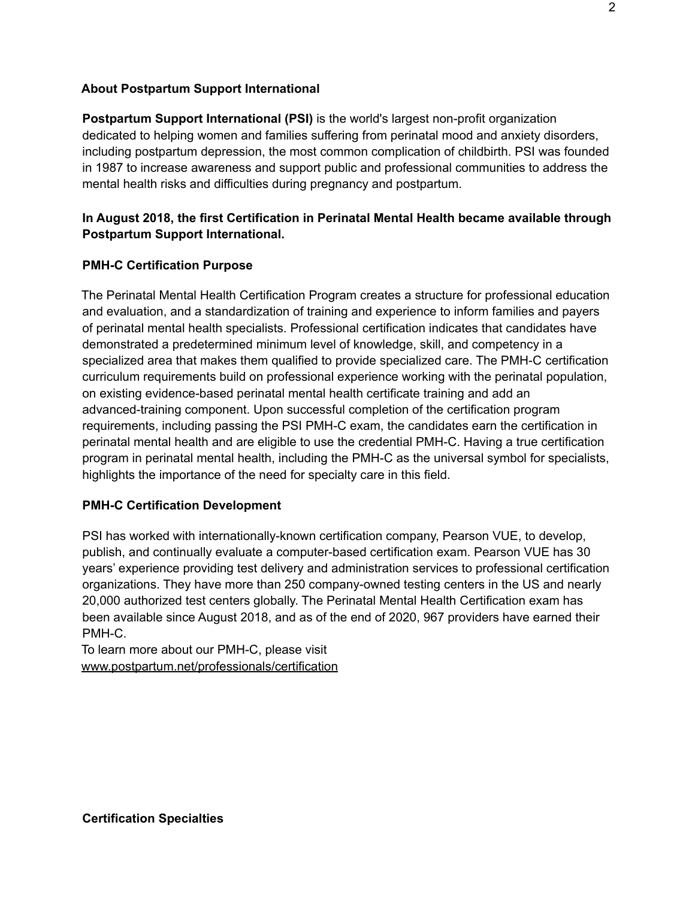## About Postpartum Support International

**Postpartum Support International (PSI)** is the world's largest non-profit organization dedicated to helping women and families suffering from perinatal mood and anxiety disorders, including postpartum depression, the most common complication of childbirth. PSI was founded in 1987 to increase awareness and support public and professional communities to address the mental health risks and difficulties during pregnancy and postpartum.

**In August 2018, the first Certification in Perinatal Mental Health became available through Postpartum Support International.**

## PMH-C Certification Purpose

The Perinatal Mental Health Certification Program creates a structure for professional education and evaluation, and a standardization of training and experience to inform families and payers of perinatal mental health specialists. Professional certification indicates that candidates have demonstrated a predetermined minimum level of knowledge, skill, and competency in a specialized area that makes them qualified to provide specialized care. The PMH-C certification curriculum requirements build on professional experience working with the perinatal population, on existing evidence-based perinatal mental health certificate training and add an advanced-training component. Upon successful completion of the certification program requirements, including passing the PSI PMH-C exam, the candidates earn the certification in perinatal mental health and are eligible to use the credential PMH-C. Having a true certification program in perinatal mental health, including the PMH-C as the universal symbol for specialists, highlights the importance of the need for specialty care in this field.

## PMH-C Certification Development

PSI has worked with internationally-known certification company, Pearson VUE, to develop, publish, and continually evaluate a computer-based certification exam. Pearson VUE has 30 years' experience providing test delivery and administration services to professional certification organizations. They have more than 250 company-owned testing centers in the US and nearly 20,000 authorized test centers globally. The Perinatal Mental Health Certification exam has been available since August 2018, and as of the end of 2020, 967 providers have earned their PMH-C.

To learn more about our PMH-C, please visit www.postpartum.net/professionals/certification

## Certification Specialties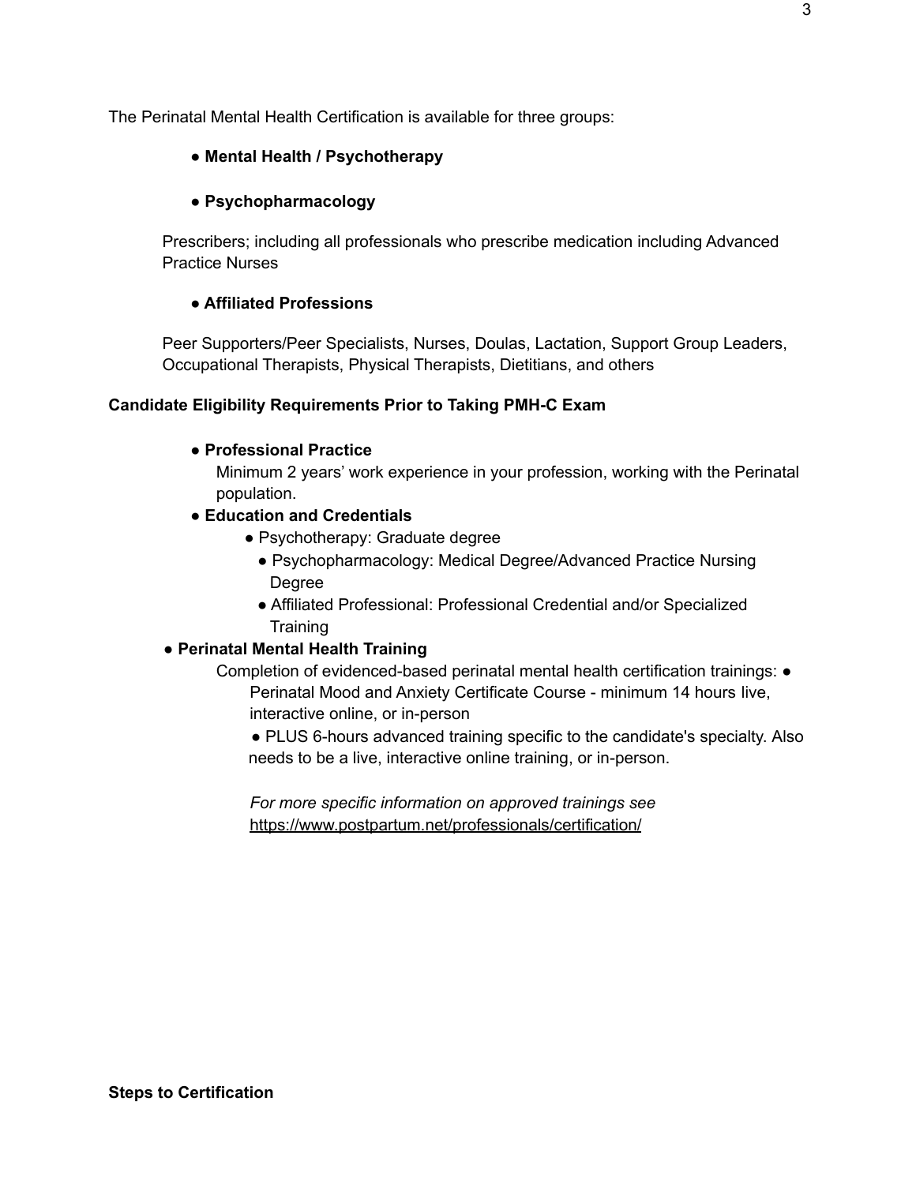The Perinatal Mental Health Certification is available for three groups:

- **Mental Health / Psychotherapy**
- **Psychopharmacology**

  Prescribers; including all professionals who prescribe medication including Advanced Practice Nurses

- **Affiliated Professions**

  Peer Supporters/Peer Specialists, Nurses, Doulas, Lactation, Support Group Leaders, Occupational Therapists, Physical Therapists, Dietitians, and others

**Candidate Eligibility Requirements Prior to Taking PMH-C Exam**

- **Professional Practice**
  Minimum 2 years' work experience in your profession, working with the Perinatal population.
- **Education and Credentials**
  - Psychotherapy: Graduate degree
  - Psychopharmacology: Medical Degree/Advanced Practice Nursing Degree
  - Affiliated Professional: Professional Credential and/or Specialized Training
- **Perinatal Mental Health Training**
  Completion of evidenced-based perinatal mental health certification trainings:
  - Perinatal Mood and Anxiety Certificate Course - minimum 14 hours live, interactive online, or in-person
  - PLUS 6-hours advanced training specific to the candidate's specialty. Also needs to be a live, interactive online training, or in-person.

  *For more specific information on approved trainings see* https://www.postpartum.net/professionals/certification/

**Steps to Certification**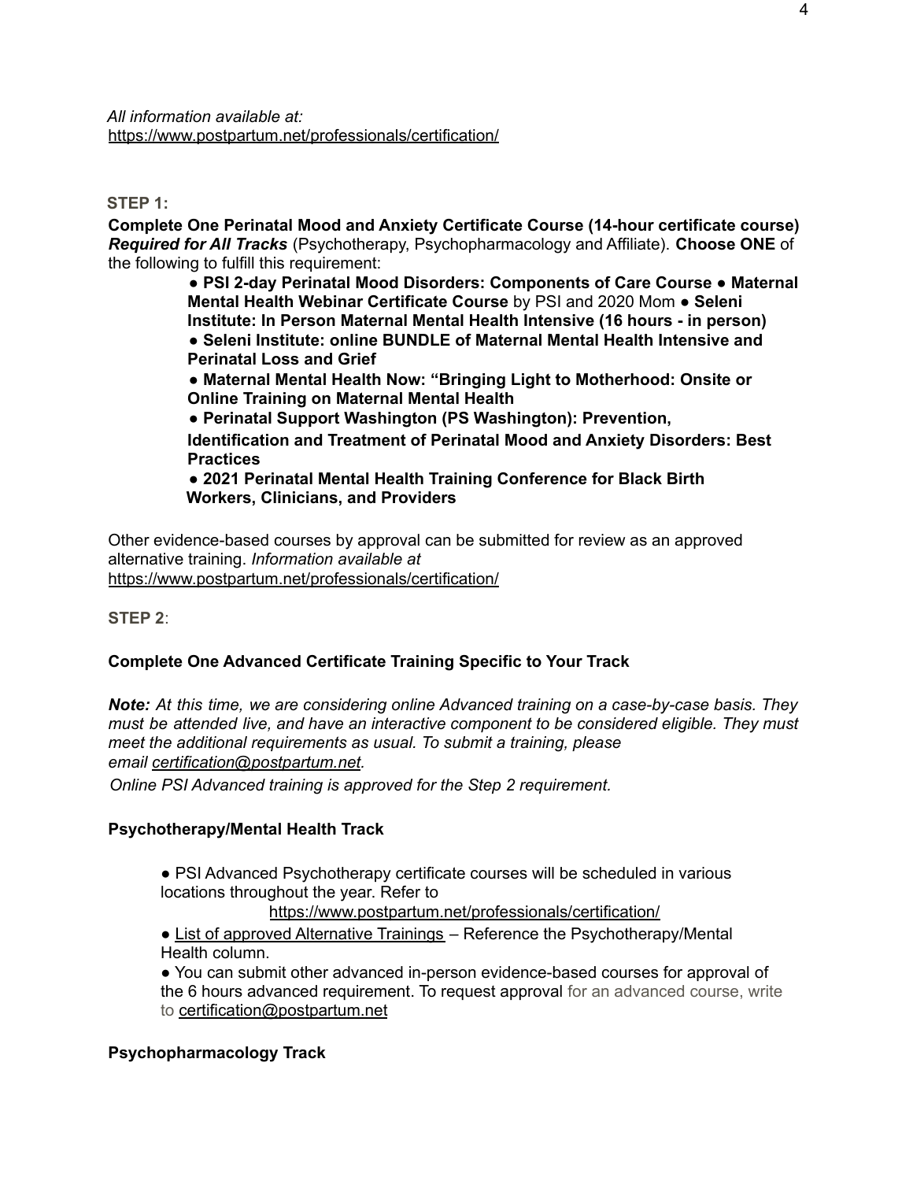*All information available at:*
https://www.postpartum.net/professionals/certification/

**STEP 1:**

**Complete One Perinatal Mood and Anxiety Certificate Course (14-hour certificate course)** ***Required for All Tracks*** (Psychotherapy, Psychopharmacology and Affiliate). **Choose ONE** of the following to fulfill this requirement:

- **PSI 2-day Perinatal Mood Disorders: Components of Care Course**
- **Maternal Mental Health Webinar Certificate Course** by PSI and 2020 Mom
- **Seleni Institute: In Person Maternal Mental Health Intensive (16 hours - in person)**
- **Seleni Institute: online BUNDLE of Maternal Mental Health Intensive and Perinatal Loss and Grief**
- **Maternal Mental Health Now: "Bringing Light to Motherhood: Onsite or Online Training on Maternal Mental Health**
- **Perinatal Support Washington (PS Washington): Prevention, Identification and Treatment of Perinatal Mood and Anxiety Disorders: Best Practices**
- **2021 Perinatal Mental Health Training Conference for Black Birth Workers, Clinicians, and Providers**

Other evidence-based courses by approval can be submitted for review as an approved alternative training. *Information available at* https://www.postpartum.net/professionals/certification/

**STEP 2**:

**Complete One Advanced Certificate Training Specific to Your Track**

***Note:*** *At this time, we are considering online Advanced training on a case-by-case basis. They must be attended live, and have an interactive component to be considered eligible. They must meet the additional requirements as usual. To submit a training, please email certification@postpartum.net.*

*Online PSI Advanced training is approved for the Step 2 requirement.*

**Psychotherapy/Mental Health Track**

- PSI Advanced Psychotherapy certificate courses will be scheduled in various locations throughout the year. Refer to https://www.postpartum.net/professionals/certification/
- List of approved Alternative Trainings – Reference the Psychotherapy/Mental Health column.
- You can submit other advanced in-person evidence-based courses for approval of the 6 hours advanced requirement. To request approval for an advanced course, write to certification@postpartum.net

**Psychopharmacology Track**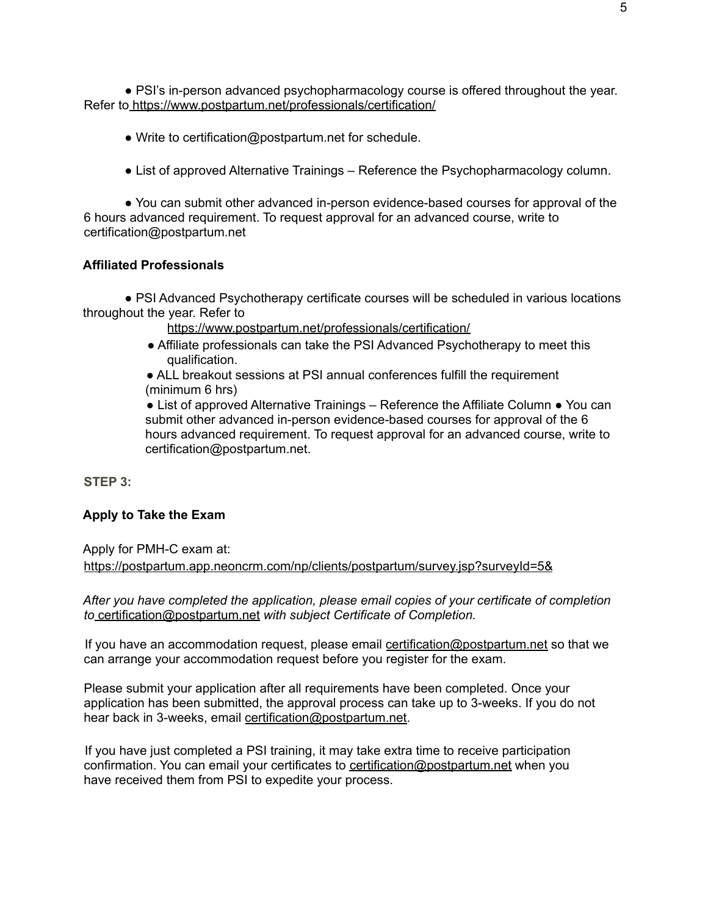- PSI's in-person advanced psychopharmacology course is offered throughout the year. Refer to https://www.postpartum.net/professionals/certification/
- Write to certification@postpartum.net for schedule.
- List of approved Alternative Trainings – Reference the Psychopharmacology column.
- You can submit other advanced in-person evidence-based courses for approval of the 6 hours advanced requirement. To request approval for an advanced course, write to certification@postpartum.net

**Affiliated Professionals**

- PSI Advanced Psychotherapy certificate courses will be scheduled in various locations throughout the year. Refer to https://www.postpartum.net/professionals/certification/
  - Affiliate professionals can take the PSI Advanced Psychotherapy to meet this qualification.
  - ALL breakout sessions at PSI annual conferences fulfill the requirement (minimum 6 hrs)
  - List of approved Alternative Trainings – Reference the Affiliate Column
  - You can submit other advanced in-person evidence-based courses for approval of the 6 hours advanced requirement. To request approval for an advanced course, write to certification@postpartum.net.

**STEP 3:**

**Apply to Take the Exam**

Apply for PMH-C exam at:
https://postpartum.app.neoncrm.com/np/clients/postpartum/survey.jsp?surveyId=5&

*After you have completed the application, please email copies of your certificate of completion to* certification@postpartum.net *with subject Certificate of Completion.*

If you have an accommodation request, please email certification@postpartum.net so that we can arrange your accommodation request before you register for the exam.

Please submit your application after all requirements have been completed. Once your application has been submitted, the approval process can take up to 3-weeks. If you do not hear back in 3-weeks, email certification@postpartum.net.

If you have just completed a PSI training, it may take extra time to receive participation confirmation. You can email your certificates to certification@postpartum.net when you have received them from PSI to expedite your process.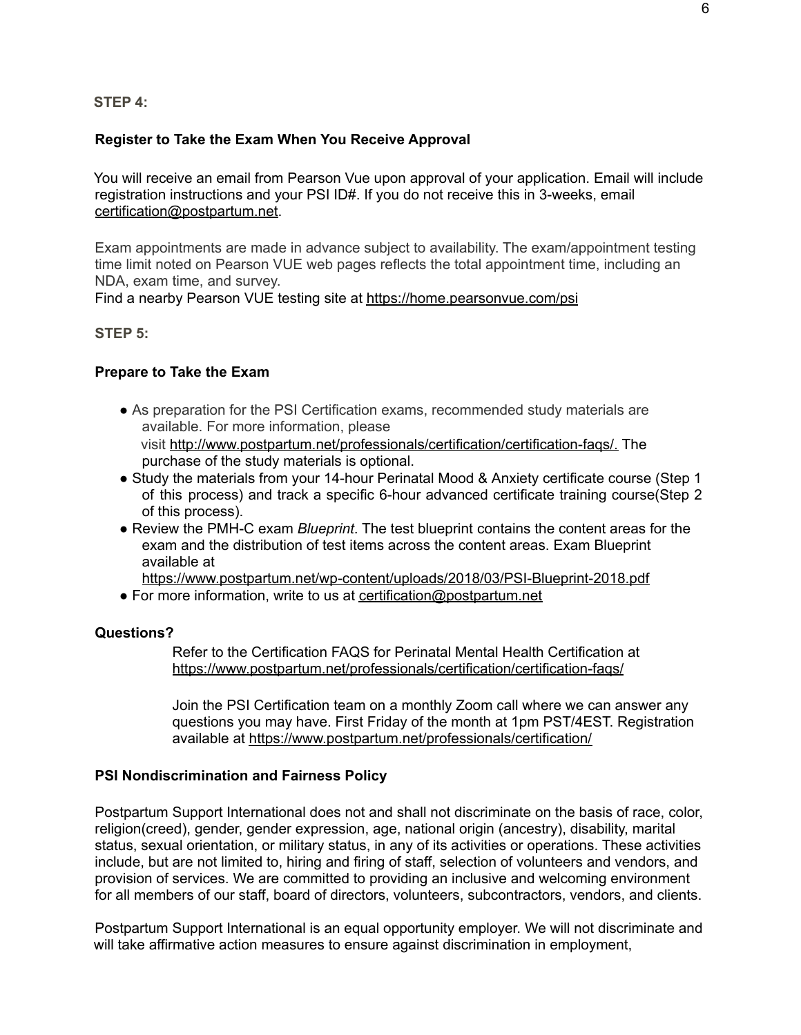**STEP 4:**

**Register to Take the Exam When You Receive Approval**

You will receive an email from Pearson Vue upon approval of your application. Email will include registration instructions and your PSI ID#. If you do not receive this in 3-weeks, email certification@postpartum.net.

Exam appointments are made in advance subject to availability. The exam/appointment testing time limit noted on Pearson VUE web pages reflects the total appointment time, including an NDA, exam time, and survey.
Find a nearby Pearson VUE testing site at https://home.pearsonvue.com/psi

**STEP 5:**

**Prepare to Take the Exam**

- As preparation for the PSI Certification exams, recommended study materials are available. For more information, please visit http://www.postpartum.net/professionals/certification/certification-faqs/. The purchase of the study materials is optional.
- Study the materials from your 14-hour Perinatal Mood & Anxiety certificate course (Step 1 of this process) and track a specific 6-hour advanced certificate training course(Step 2 of this process).
- Review the PMH-C exam *Blueprint*. The test blueprint contains the content areas for the exam and the distribution of test items across the content areas. Exam Blueprint available at https://www.postpartum.net/wp-content/uploads/2018/03/PSI-Blueprint-2018.pdf
- For more information, write to us at certification@postpartum.net

**Questions?**

Refer to the Certification FAQS for Perinatal Mental Health Certification at https://www.postpartum.net/professionals/certification/certification-faqs/

Join the PSI Certification team on a monthly Zoom call where we can answer any questions you may have. First Friday of the month at 1pm PST/4EST. Registration available at https://www.postpartum.net/professionals/certification/

**PSI Nondiscrimination and Fairness Policy**

Postpartum Support International does not and shall not discriminate on the basis of race, color, religion(creed), gender, gender expression, age, national origin (ancestry), disability, marital status, sexual orientation, or military status, in any of its activities or operations. These activities include, but are not limited to, hiring and firing of staff, selection of volunteers and vendors, and provision of services. We are committed to providing an inclusive and welcoming environment for all members of our staff, board of directors, volunteers, subcontractors, vendors, and clients.

Postpartum Support International is an equal opportunity employer. We will not discriminate and will take affirmative action measures to ensure against discrimination in employment,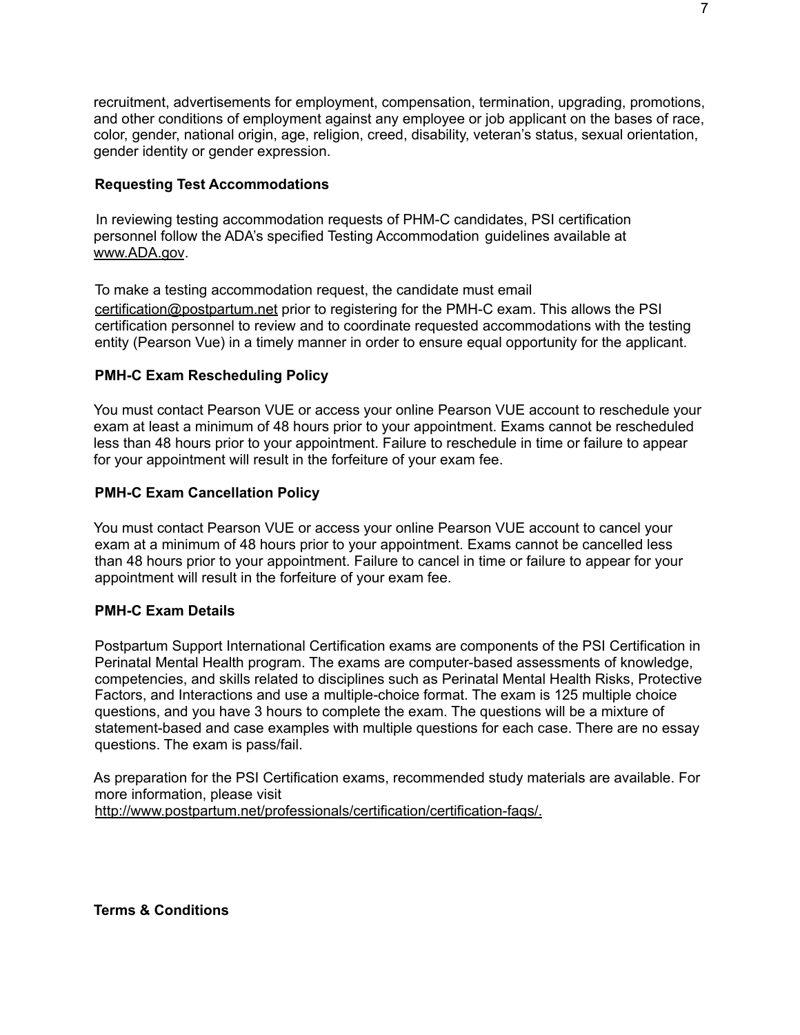recruitment, advertisements for employment, compensation, termination, upgrading, promotions, and other conditions of employment against any employee or job applicant on the bases of race, color, gender, national origin, age, religion, creed, disability, veteran's status, sexual orientation, gender identity or gender expression.

**Requesting Test Accommodations**

In reviewing testing accommodation requests of PHM-C candidates, PSI certification personnel follow the ADA's specified Testing Accommodation guidelines available at www.ADA.gov.

To make a testing accommodation request, the candidate must email certification@postpartum.net prior to registering for the PMH-C exam. This allows the PSI certification personnel to review and to coordinate requested accommodations with the testing entity (Pearson Vue) in a timely manner in order to ensure equal opportunity for the applicant.

**PMH-C Exam Rescheduling Policy**

You must contact Pearson VUE or access your online Pearson VUE account to reschedule your exam at least a minimum of 48 hours prior to your appointment. Exams cannot be rescheduled less than 48 hours prior to your appointment. Failure to reschedule in time or failure to appear for your appointment will result in the forfeiture of your exam fee.

**PMH-C Exam Cancellation Policy**

You must contact Pearson VUE or access your online Pearson VUE account to cancel your exam at a minimum of 48 hours prior to your appointment. Exams cannot be cancelled less than 48 hours prior to your appointment. Failure to cancel in time or failure to appear for your appointment will result in the forfeiture of your exam fee.

**PMH-C Exam Details**

Postpartum Support International Certification exams are components of the PSI Certification in Perinatal Mental Health program. The exams are computer-based assessments of knowledge, competencies, and skills related to disciplines such as Perinatal Mental Health Risks, Protective Factors, and Interactions and use a multiple-choice format. The exam is 125 multiple choice questions, and you have 3 hours to complete the exam. The questions will be a mixture of statement-based and case examples with multiple questions for each case. There are no essay questions. The exam is pass/fail.

As preparation for the PSI Certification exams, recommended study materials are available. For more information, please visit http://www.postpartum.net/professionals/certification/certification-faqs/.

**Terms & Conditions**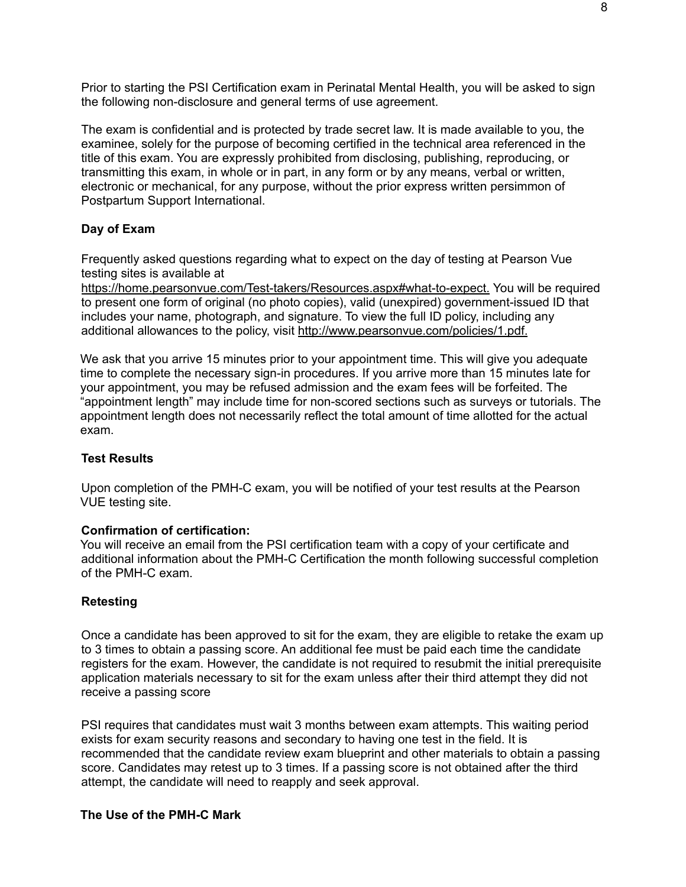Prior to starting the PSI Certification exam in Perinatal Mental Health, you will be asked to sign the following non-disclosure and general terms of use agreement.

The exam is confidential and is protected by trade secret law. It is made available to you, the examinee, solely for the purpose of becoming certified in the technical area referenced in the title of this exam. You are expressly prohibited from disclosing, publishing, reproducing, or transmitting this exam, in whole or in part, in any form or by any means, verbal or written, electronic or mechanical, for any purpose, without the prior express written persimmon of Postpartum Support International.

**Day of Exam**

Frequently asked questions regarding what to expect on the day of testing at Pearson Vue testing sites is available at https://home.pearsonvue.com/Test-takers/Resources.aspx#what-to-expect. You will be required to present one form of original (no photo copies), valid (unexpired) government-issued ID that includes your name, photograph, and signature. To view the full ID policy, including any additional allowances to the policy, visit http://www.pearsonvue.com/policies/1.pdf.

We ask that you arrive 15 minutes prior to your appointment time. This will give you adequate time to complete the necessary sign-in procedures. If you arrive more than 15 minutes late for your appointment, you may be refused admission and the exam fees will be forfeited. The "appointment length" may include time for non-scored sections such as surveys or tutorials. The appointment length does not necessarily reflect the total amount of time allotted for the actual exam.

**Test Results**

Upon completion of the PMH-C exam, you will be notified of your test results at the Pearson VUE testing site.

**Confirmation of certification:**
You will receive an email from the PSI certification team with a copy of your certificate and additional information about the PMH-C Certification the month following successful completion of the PMH-C exam.

**Retesting**

Once a candidate has been approved to sit for the exam, they are eligible to retake the exam up to 3 times to obtain a passing score. An additional fee must be paid each time the candidate registers for the exam. However, the candidate is not required to resubmit the initial prerequisite application materials necessary to sit for the exam unless after their third attempt they did not receive a passing score

PSI requires that candidates must wait 3 months between exam attempts. This waiting period exists for exam security reasons and secondary to having one test in the field. It is recommended that the candidate review exam blueprint and other materials to obtain a passing score. Candidates may retest up to 3 times. If a passing score is not obtained after the third attempt, the candidate will need to reapply and seek approval.

**The Use of the PMH-C Mark**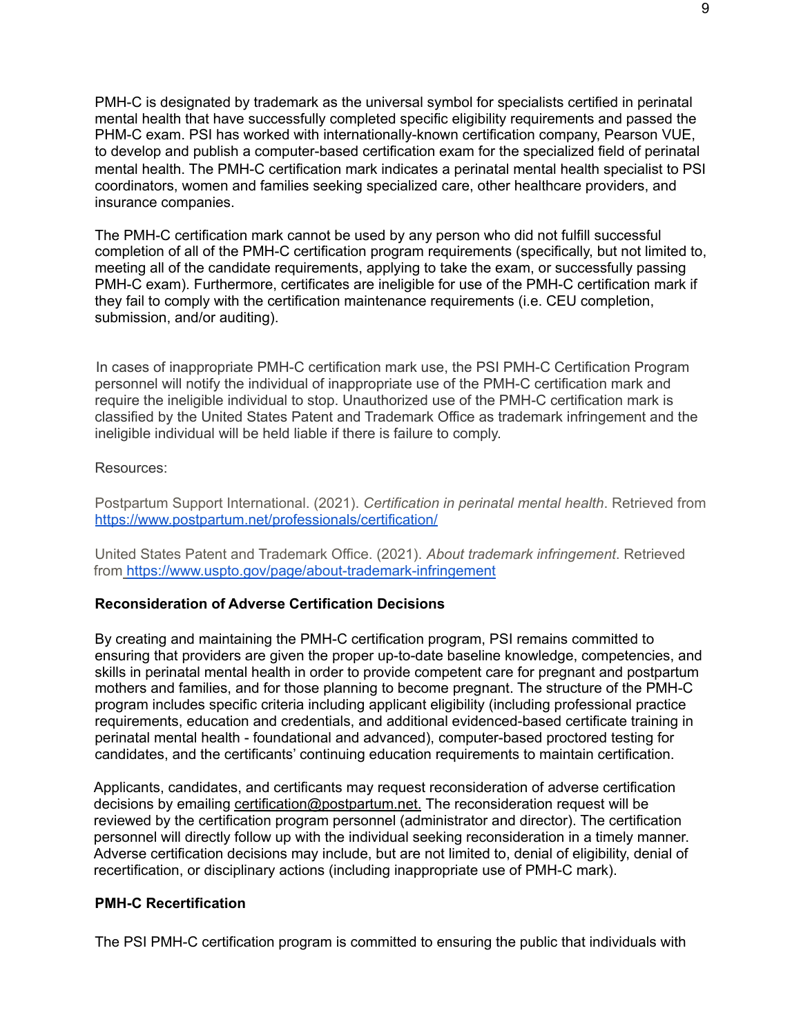PMH-C is designated by trademark as the universal symbol for specialists certified in perinatal mental health that have successfully completed specific eligibility requirements and passed the PHM-C exam. PSI has worked with internationally-known certification company, Pearson VUE, to develop and publish a computer-based certification exam for the specialized field of perinatal mental health. The PMH-C certification mark indicates a perinatal mental health specialist to PSI coordinators, women and families seeking specialized care, other healthcare providers, and insurance companies.

The PMH-C certification mark cannot be used by any person who did not fulfill successful completion of all of the PMH-C certification program requirements (specifically, but not limited to, meeting all of the candidate requirements, applying to take the exam, or successfully passing PMH-C exam). Furthermore, certificates are ineligible for use of the PMH-C certification mark if they fail to comply with the certification maintenance requirements (i.e. CEU completion, submission, and/or auditing).

In cases of inappropriate PMH-C certification mark use, the PSI PMH-C Certification Program personnel will notify the individual of inappropriate use of the PMH-C certification mark and require the ineligible individual to stop. Unauthorized use of the PMH-C certification mark is classified by the United States Patent and Trademark Office as trademark infringement and the ineligible individual will be held liable if there is failure to comply.

Resources:

Postpartum Support International. (2021). *Certification in perinatal mental health*. Retrieved from https://www.postpartum.net/professionals/certification/

United States Patent and Trademark Office. (2021). *About trademark infringement*. Retrieved from https://www.uspto.gov/page/about-trademark-infringement

**Reconsideration of Adverse Certification Decisions**

By creating and maintaining the PMH-C certification program, PSI remains committed to ensuring that providers are given the proper up-to-date baseline knowledge, competencies, and skills in perinatal mental health in order to provide competent care for pregnant and postpartum mothers and families, and for those planning to become pregnant. The structure of the PMH-C program includes specific criteria including applicant eligibility (including professional practice requirements, education and credentials, and additional evidenced-based certificate training in perinatal mental health - foundational and advanced), computer-based proctored testing for candidates, and the certificants' continuing education requirements to maintain certification.

Applicants, candidates, and certificants may request reconsideration of adverse certification decisions by emailing certification@postpartum.net. The reconsideration request will be reviewed by the certification program personnel (administrator and director). The certification personnel will directly follow up with the individual seeking reconsideration in a timely manner. Adverse certification decisions may include, but are not limited to, denial of eligibility, denial of recertification, or disciplinary actions (including inappropriate use of PMH-C mark).

**PMH-C Recertification**

The PSI PMH-C certification program is committed to ensuring the public that individuals with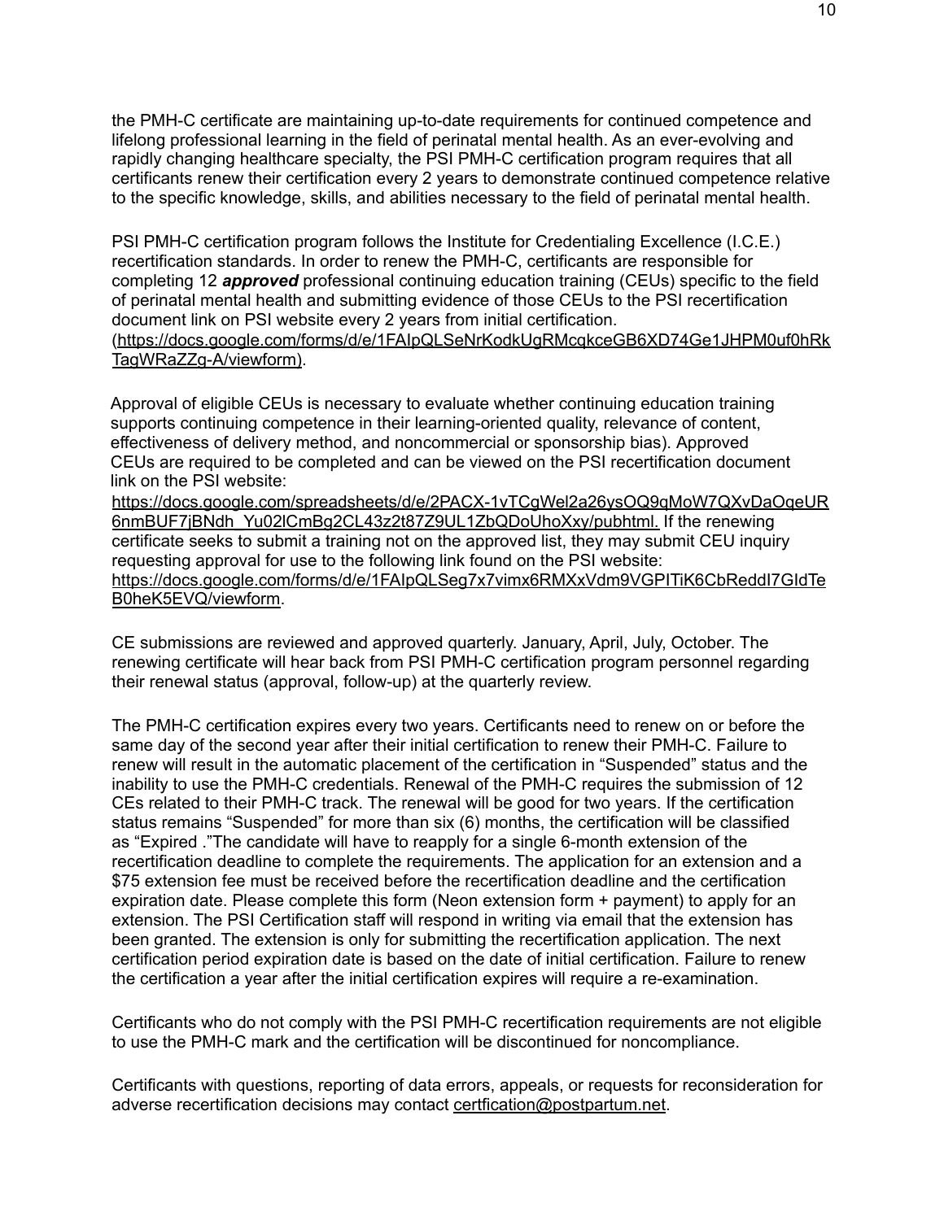the PMH-C certificate are maintaining up-to-date requirements for continued competence and lifelong professional learning in the field of perinatal mental health. As an ever-evolving and rapidly changing healthcare specialty, the PSI PMH-C certification program requires that all certificants renew their certification every 2 years to demonstrate continued competence relative to the specific knowledge, skills, and abilities necessary to the field of perinatal mental health.

PSI PMH-C certification program follows the Institute for Credentialing Excellence (I.C.E.) recertification standards. In order to renew the PMH-C, certificants are responsible for completing 12 ***approved*** professional continuing education training (CEUs) specific to the field of perinatal mental health and submitting evidence of those CEUs to the PSI recertification document link on PSI website every 2 years from initial certification. (https://docs.google.com/forms/d/e/1FAIpQLSeNrKodkUgRMcqkceGB6XD74Ge1JHPM0uf0hRkTagWRaZZg-A/viewform).

Approval of eligible CEUs is necessary to evaluate whether continuing education training supports continuing competence in their learning-oriented quality, relevance of content, effectiveness of delivery method, and noncommercial or sponsorship bias). Approved CEUs are required to be completed and can be viewed on the PSI recertification document link on the PSI website: https://docs.google.com/spreadsheets/d/e/2PACX-1vTCgWel2a26ysOQ9qMoW7QXvDaOqeUR6nmBUF7jBNdh_Yu02lCmBg2CL43z2t87Z9UL1ZbQDoUhoXxy/pubhtml. If the renewing certificate seeks to submit a training not on the approved list, they may submit CEU inquiry requesting approval for use to the following link found on the PSI website: https://docs.google.com/forms/d/e/1FAIpQLSeg7x7vimx6RMXxVdm9VGPITiK6CbReddI7GIdTeB0heK5EVQ/viewform.

CE submissions are reviewed and approved quarterly. January, April, July, October. The renewing certificate will hear back from PSI PMH-C certification program personnel regarding their renewal status (approval, follow-up) at the quarterly review.

The PMH-C certification expires every two years. Certificants need to renew on or before the same day of the second year after their initial certification to renew their PMH-C. Failure to renew will result in the automatic placement of the certification in "Suspended" status and the inability to use the PMH-C credentials. Renewal of the PMH-C requires the submission of 12 CEs related to their PMH-C track. The renewal will be good for two years. If the certification status remains "Suspended" for more than six (6) months, the certification will be classified as "Expired ."The candidate will have to reapply for a single 6-month extension of the recertification deadline to complete the requirements. The application for an extension and a $75 extension fee must be received before the recertification deadline and the certification expiration date. Please complete this form (Neon extension form + payment) to apply for an extension. The PSI Certification staff will respond in writing via email that the extension has been granted. The extension is only for submitting the recertification application. The next certification period expiration date is based on the date of initial certification. Failure to renew the certification a year after the initial certification expires will require a re-examination.

Certificants who do not comply with the PSI PMH-C recertification requirements are not eligible to use the PMH-C mark and the certification will be discontinued for noncompliance.

Certificants with questions, reporting of data errors, appeals, or requests for reconsideration for adverse recertification decisions may contact certfication@postpartum.net.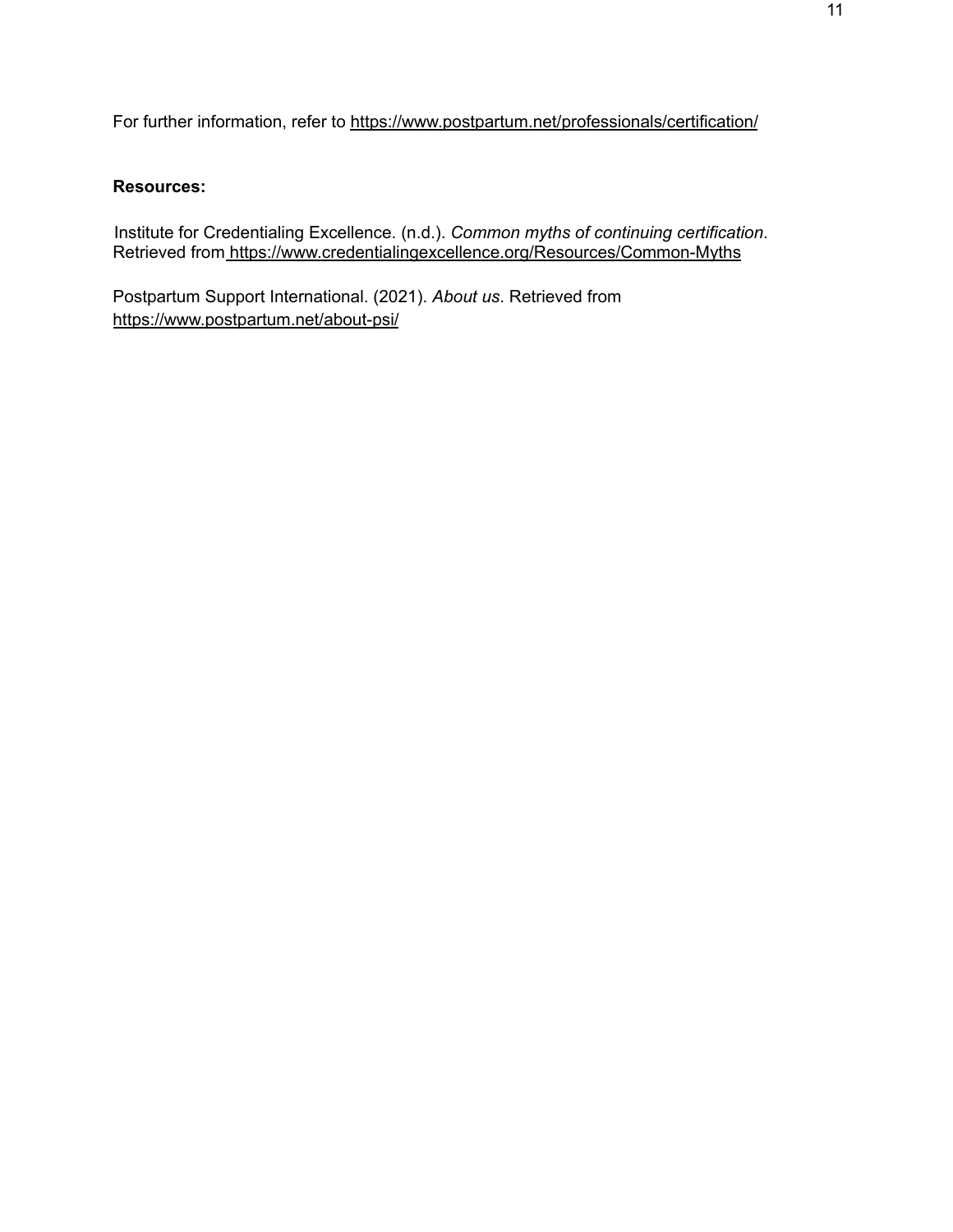For further information, refer to https://www.postpartum.net/professionals/certification/

**Resources:**

Institute for Credentialing Excellence. (n.d.). *Common myths of continuing certification*. Retrieved from https://www.credentialingexcellence.org/Resources/Common-Myths

Postpartum Support International. (2021). *About us*. Retrieved from https://www.postpartum.net/about-psi/